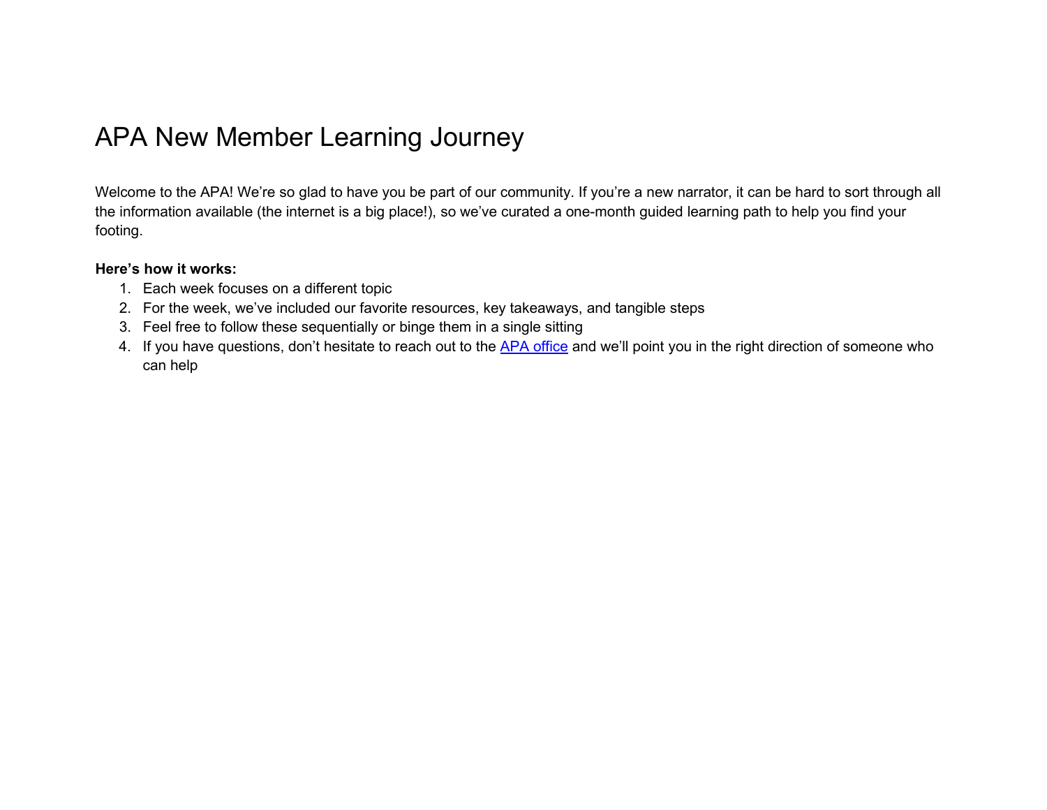# APA New Member Learning Journey

Welcome to the APA! We're so glad to have you be part of our community. If you're a new narrator, it can be hard to sort through all the information available (the internet is a big place!), so we've curated a one-month guided learning path to help you find your footing.

**Here's how it works:**

1. Each week focuses on a different topic
2. For the week, we've included our favorite resources, key takeaways, and tangible steps
3. Feel free to follow these sequentially or binge them in a single sitting
4. If you have questions, don't hesitate to reach out to the APA office and we'll point you in the right direction of someone who can help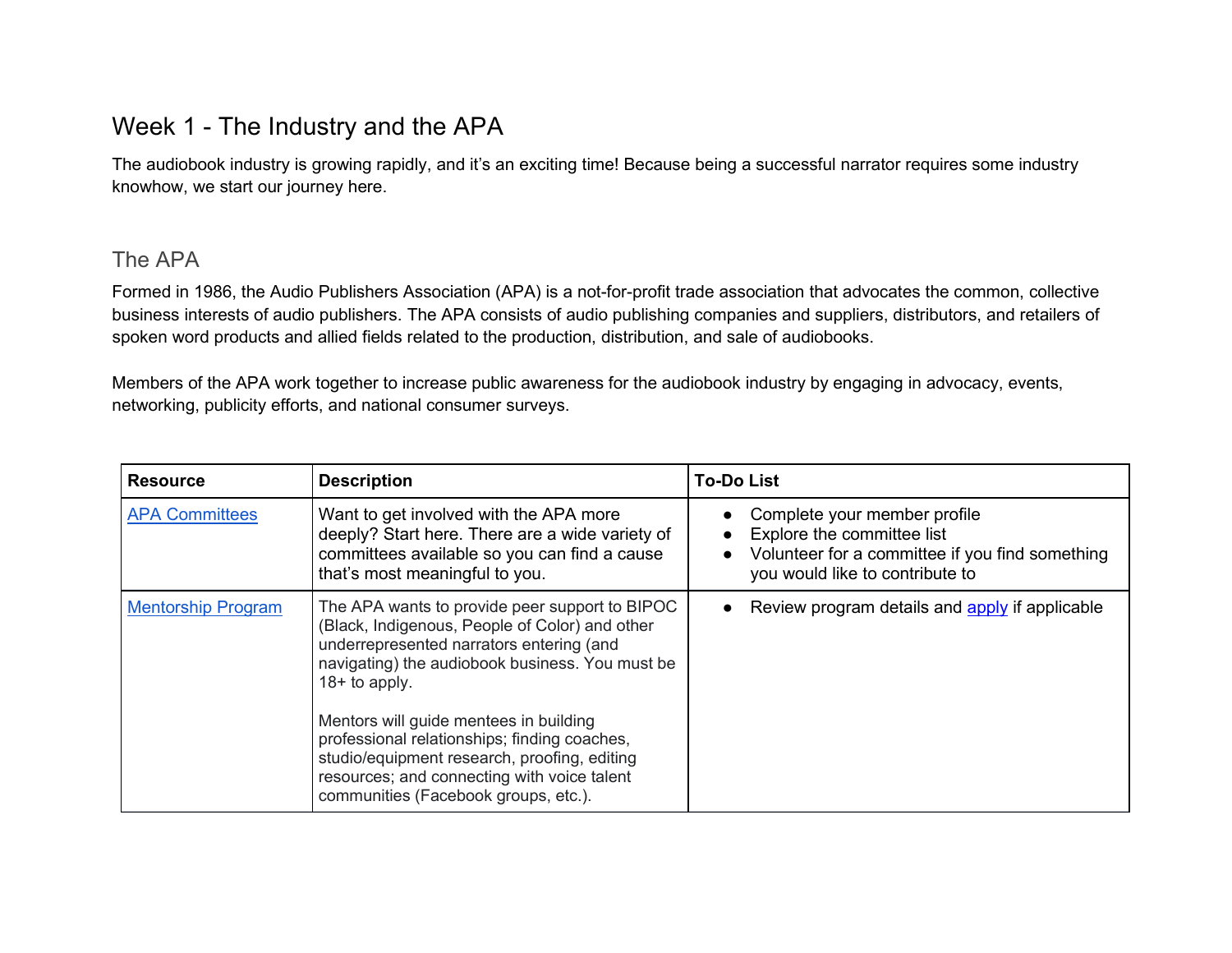# Week 1 - The Industry and the APA

The audiobook industry is growing rapidly, and it's an exciting time! Because being a successful narrator requires some industry knowhow, we start our journey here.

## The APA

Formed in 1986, the Audio Publishers Association (APA) is a not-for-profit trade association that advocates the common, collective business interests of audio publishers. The APA consists of audio publishing companies and suppliers, distributors, and retailers of spoken word products and allied fields related to the production, distribution, and sale of audiobooks.

Members of the APA work together to increase public awareness for the audiobook industry by engaging in advocacy, events, networking, publicity efforts, and national consumer surveys.

| Resource | Description | To-Do List |
|---|---|---|
| APA Committees | Want to get involved with the APA more deeply? Start here. There are a wide variety of committees available so you can find a cause that's most meaningful to you. | • Complete your member profile<br>• Explore the committee list<br>• Volunteer for a committee if you find something you would like to contribute to |
| Mentorship Program | The APA wants to provide peer support to BIPOC (Black, Indigenous, People of Color) and other underrepresented narrators entering (and navigating) the audiobook business. You must be 18+ to apply.<br><br>Mentors will guide mentees in building professional relationships; finding coaches, studio/equipment research, proofing, editing resources; and connecting with voice talent communities (Facebook groups, etc.). | • Review program details and apply if applicable |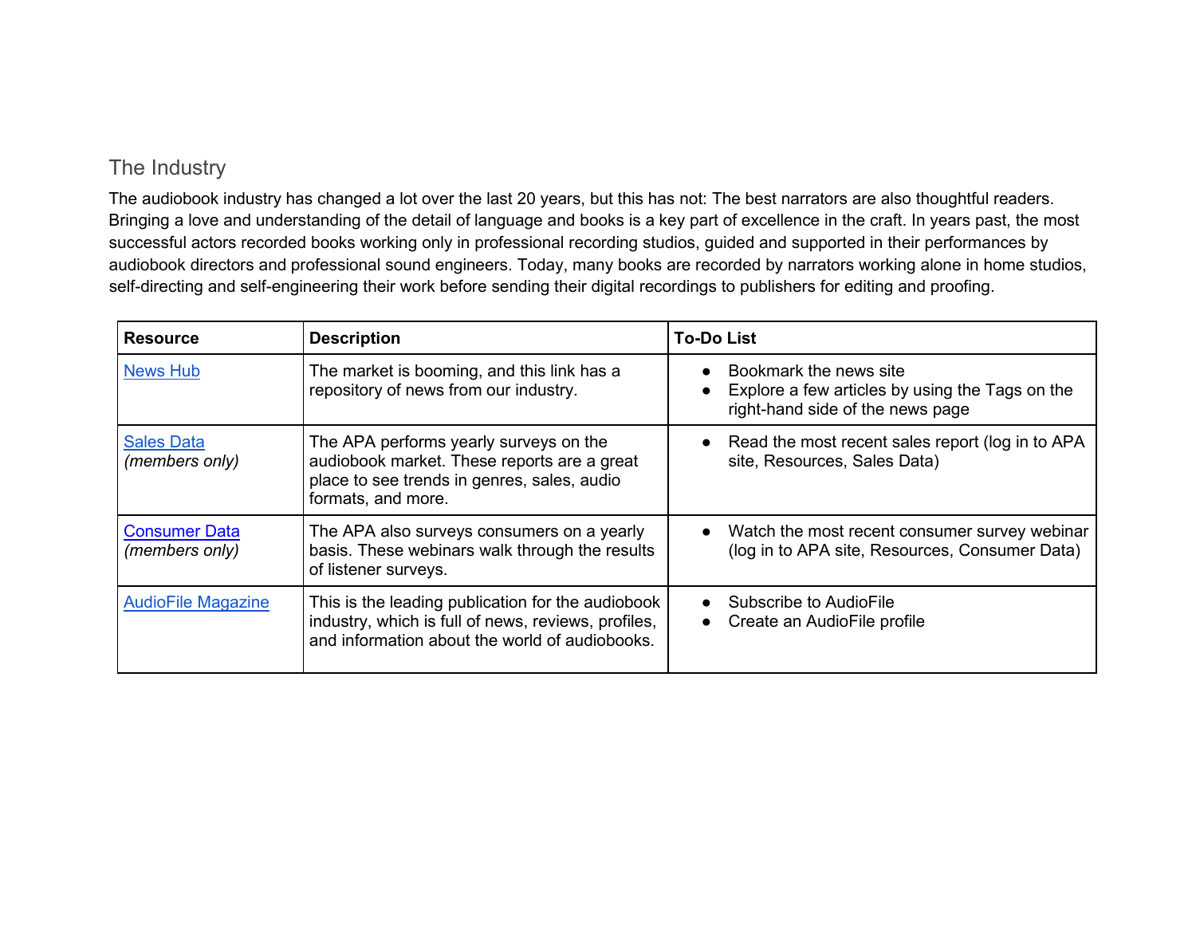## The Industry

The audiobook industry has changed a lot over the last 20 years, but this has not: The best narrators are also thoughtful readers. Bringing a love and understanding of the detail of language and books is a key part of excellence in the craft. In years past, the most successful actors recorded books working only in professional recording studios, guided and supported in their performances by audiobook directors and professional sound engineers. Today, many books are recorded by narrators working alone in home studios, self-directing and self-engineering their work before sending their digital recordings to publishers for editing and proofing.

| Resource | Description | To-Do List |
| --- | --- | --- |
| News Hub | The market is booming, and this link has a repository of news from our industry. | • Bookmark the news site<br>• Explore a few articles by using the Tags on the right-hand side of the news page |
| Sales Data *(members only)* | The APA performs yearly surveys on the audiobook market. These reports are a great place to see trends in genres, sales, audio formats, and more. | • Read the most recent sales report (log in to APA site, Resources, Sales Data) |
| Consumer Data *(members only)* | The APA also surveys consumers on a yearly basis. These webinars walk through the results of listener surveys. | • Watch the most recent consumer survey webinar (log in to APA site, Resources, Consumer Data) |
| AudioFile Magazine | This is the leading publication for the audiobook industry, which is full of news, reviews, profiles, and information about the world of audiobooks. | • Subscribe to AudioFile<br>• Create an AudioFile profile |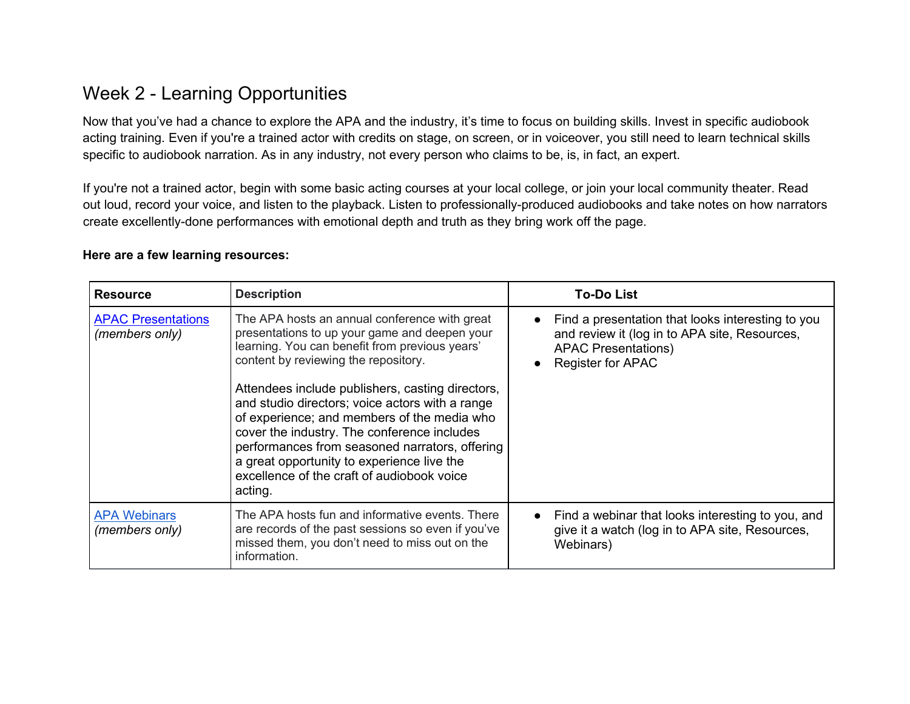# Week 2 - Learning Opportunities

Now that you've had a chance to explore the APA and the industry, it's time to focus on building skills. Invest in specific audiobook acting training. Even if you're a trained actor with credits on stage, on screen, or in voiceover, you still need to learn technical skills specific to audiobook narration. As in any industry, not every person who claims to be, is, in fact, an expert.

If you're not a trained actor, begin with some basic acting courses at your local college, or join your local community theater. Read out loud, record your voice, and listen to the playback. Listen to professionally-produced audiobooks and take notes on how narrators create excellently-done performances with emotional depth and truth as they bring work off the page.

**Here are a few learning resources:**

| Resource | Description | To-Do List |
|---|---|---|
| APAC Presentations *(members only)* | The APA hosts an annual conference with great presentations to up your game and deepen your learning. You can benefit from previous years' content by reviewing the repository.<br><br>Attendees include publishers, casting directors, and studio directors; voice actors with a range of experience; and members of the media who cover the industry. The conference includes performances from seasoned narrators, offering a great opportunity to experience live the excellence of the craft of audiobook voice acting. | • Find a presentation that looks interesting to you and review it (log in to APA site, Resources, APAC Presentations)<br>• Register for APAC |
| APA Webinars *(members only)* | The APA hosts fun and informative events. There are records of the past sessions so even if you've missed them, you don't need to miss out on the information. | • Find a webinar that looks interesting to you, and give it a watch (log in to APA site, Resources, Webinars) |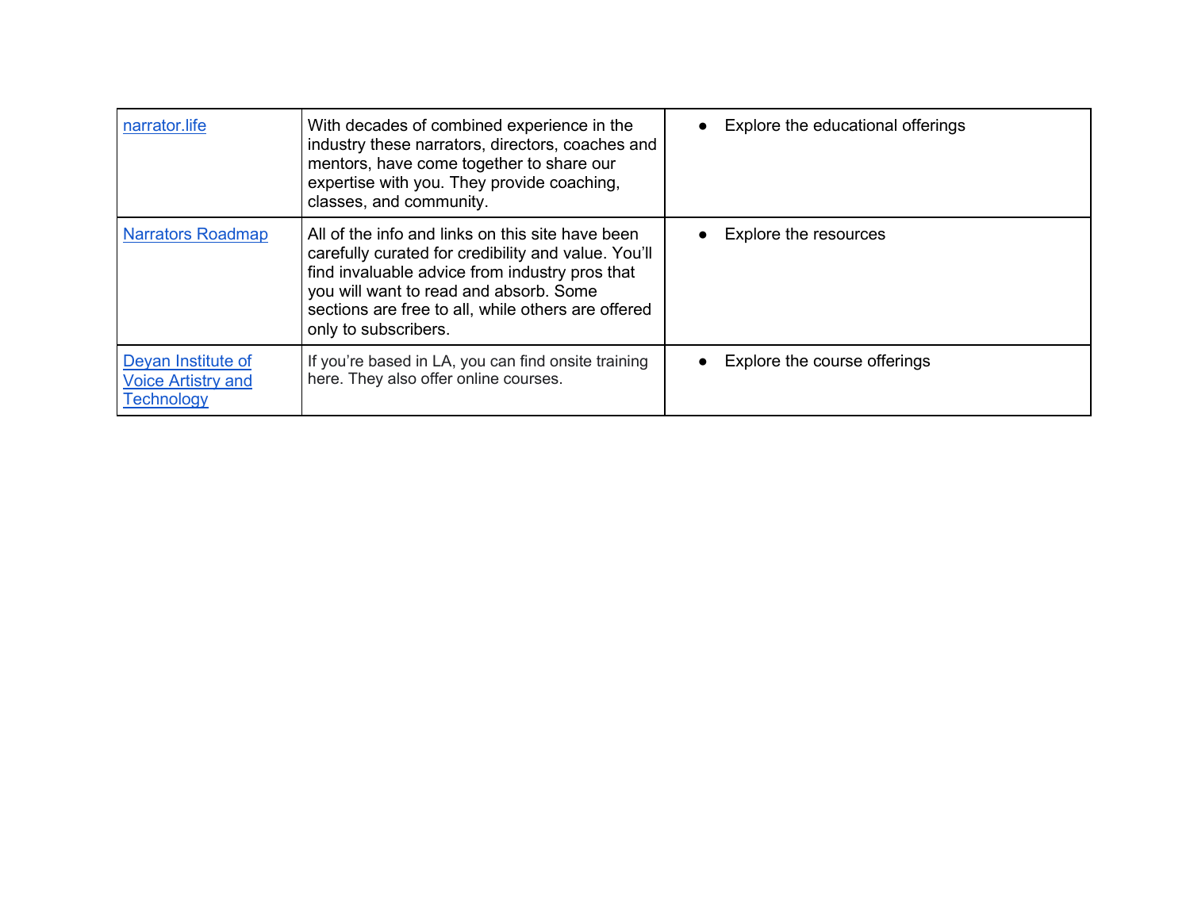| | | |
|---|---|---|
| narrator.life | With decades of combined experience in the industry these narrators, directors, coaches and mentors, have come together to share our expertise with you. They provide coaching, classes, and community. | • Explore the educational offerings |
| Narrators Roadmap | All of the info and links on this site have been carefully curated for credibility and value. You'll find invaluable advice from industry pros that you will want to read and absorb. Some sections are free to all, while others are offered only to subscribers. | • Explore the resources |
| Deyan Institute of Voice Artistry and Technology | If you're based in LA, you can find onsite training here. They also offer online courses. | • Explore the course offerings |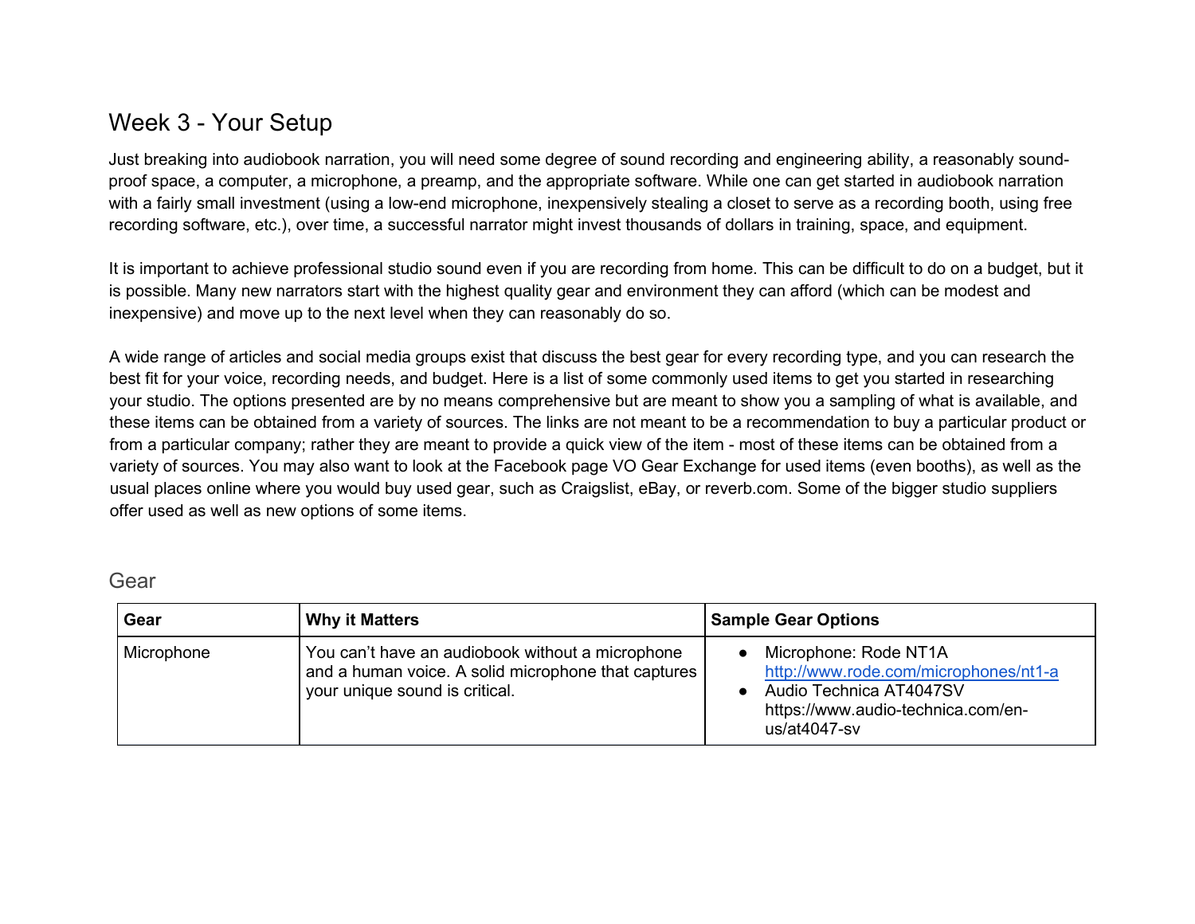# Week 3 - Your Setup

Just breaking into audiobook narration, you will need some degree of sound recording and engineering ability, a reasonably sound-proof space, a computer, a microphone, a preamp, and the appropriate software. While one can get started in audiobook narration with a fairly small investment (using a low-end microphone, inexpensively stealing a closet to serve as a recording booth, using free recording software, etc.), over time, a successful narrator might invest thousands of dollars in training, space, and equipment.

It is important to achieve professional studio sound even if you are recording from home. This can be difficult to do on a budget, but it is possible. Many new narrators start with the highest quality gear and environment they can afford (which can be modest and inexpensive) and move up to the next level when they can reasonably do so.

A wide range of articles and social media groups exist that discuss the best gear for every recording type, and you can research the best fit for your voice, recording needs, and budget. Here is a list of some commonly used items to get you started in researching your studio. The options presented are by no means comprehensive but are meant to show you a sampling of what is available, and these items can be obtained from a variety of sources. The links are not meant to be a recommendation to buy a particular product or from a particular company; rather they are meant to provide a quick view of the item - most of these items can be obtained from a variety of sources. You may also want to look at the Facebook page VO Gear Exchange for used items (even booths), as well as the usual places online where you would buy used gear, such as Craigslist, eBay, or reverb.com. Some of the bigger studio suppliers offer used as well as new options of some items.

## Gear

| Gear | Why it Matters | Sample Gear Options |
|---|---|---|
| Microphone | You can't have an audiobook without a microphone and a human voice. A solid microphone that captures your unique sound is critical. | • Microphone: Rode NT1A [http://www.rode.com/microphones/nt1-a](http://www.rode.com/microphones/nt1-a)<br>• Audio Technica AT4047SV https://www.audio-technica.com/en-us/at4047-sv |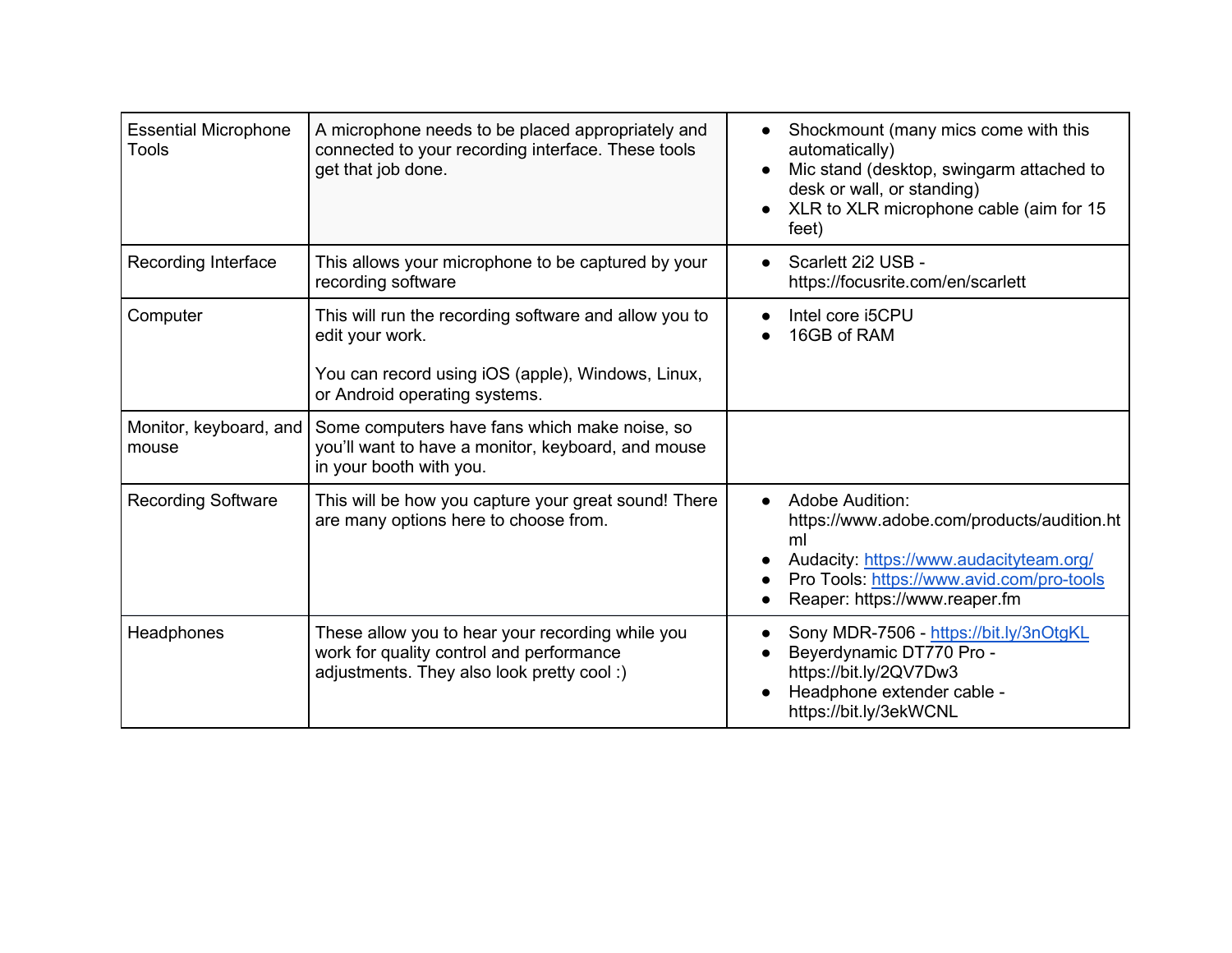| Essential Microphone Tools | A microphone needs to be placed appropriately and connected to your recording interface. These tools get that job done. | • Shockmount (many mics come with this automatically)<br>• Mic stand (desktop, swingarm attached to desk or wall, or standing)<br>• XLR to XLR microphone cable (aim for 15 feet) |
|---|---|---|
| Recording Interface | This allows your microphone to be captured by your recording software | • Scarlett 2i2 USB - https://focusrite.com/en/scarlett |
| Computer | This will run the recording software and allow you to edit your work.<br><br>You can record using iOS (apple), Windows, Linux, or Android operating systems. | • Intel core i5CPU<br>• 16GB of RAM |
| Monitor, keyboard, and mouse | Some computers have fans which make noise, so you'll want to have a monitor, keyboard, and mouse in your booth with you. | |
| Recording Software | This will be how you capture your great sound! There are many options here to choose from. | • Adobe Audition: https://www.adobe.com/products/audition.html<br>• Audacity: https://www.audacityteam.org/<br>• Pro Tools: https://www.avid.com/pro-tools<br>• Reaper: https://www.reaper.fm |
| Headphones | These allow you to hear your recording while you work for quality control and performance adjustments. They also look pretty cool :) | • Sony MDR-7506 - https://bit.ly/3nOtgKL<br>• Beyerdynamic DT770 Pro - https://bit.ly/2QV7Dw3<br>• Headphone extender cable - https://bit.ly/3ekWCNL |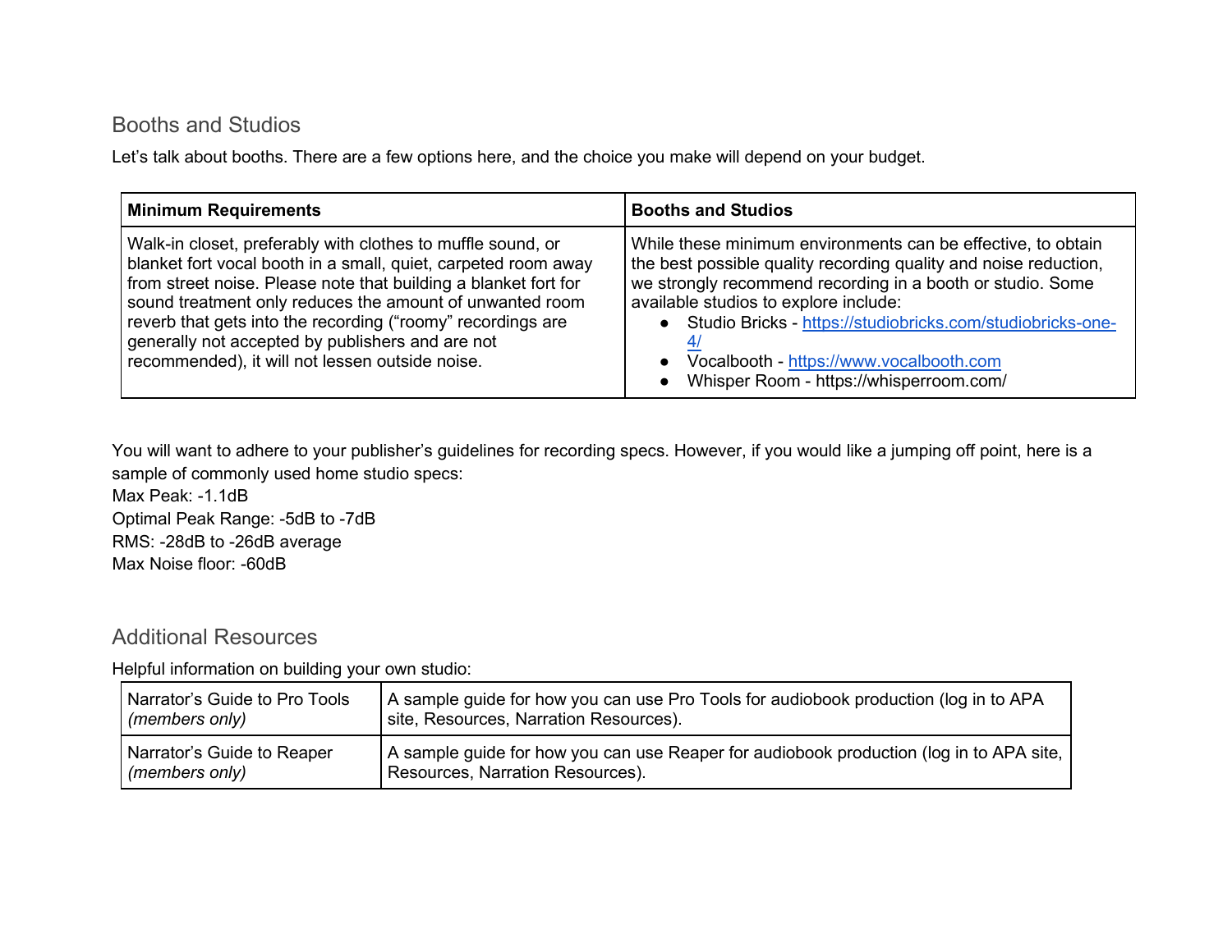## Booths and Studios

Let's talk about booths. There are a few options here, and the choice you make will depend on your budget.

| Minimum Requirements | Booths and Studios |
|---|---|
| Walk-in closet, preferably with clothes to muffle sound, or blanket fort vocal booth in a small, quiet, carpeted room away from street noise. Please note that building a blanket fort for sound treatment only reduces the amount of unwanted room reverb that gets into the recording ("roomy" recordings are generally not accepted by publishers and are not recommended), it will not lessen outside noise. | While these minimum environments can be effective, to obtain the best possible quality recording quality and noise reduction, we strongly recommend recording in a booth or studio. Some available studios to explore include:<br>• Studio Bricks - https://studiobricks.com/studiobricks-one-4/<br>• Vocalbooth - https://www.vocalbooth.com<br>• Whisper Room - https://whisperroom.com/ |

You will want to adhere to your publisher's guidelines for recording specs. However, if you would like a jumping off point, here is a sample of commonly used home studio specs:
Max Peak: -1.1dB
Optimal Peak Range: -5dB to -7dB
RMS: -28dB to -26dB average
Max Noise floor: -60dB

## Additional Resources

Helpful information on building your own studio:

| | |
|---|---|
| Narrator's Guide to Pro Tools *(members only)* | A sample guide for how you can use Pro Tools for audiobook production (log in to APA site, Resources, Narration Resources). |
| Narrator's Guide to Reaper *(members only)* | A sample guide for how you can use Reaper for audiobook production (log in to APA site, Resources, Narration Resources). |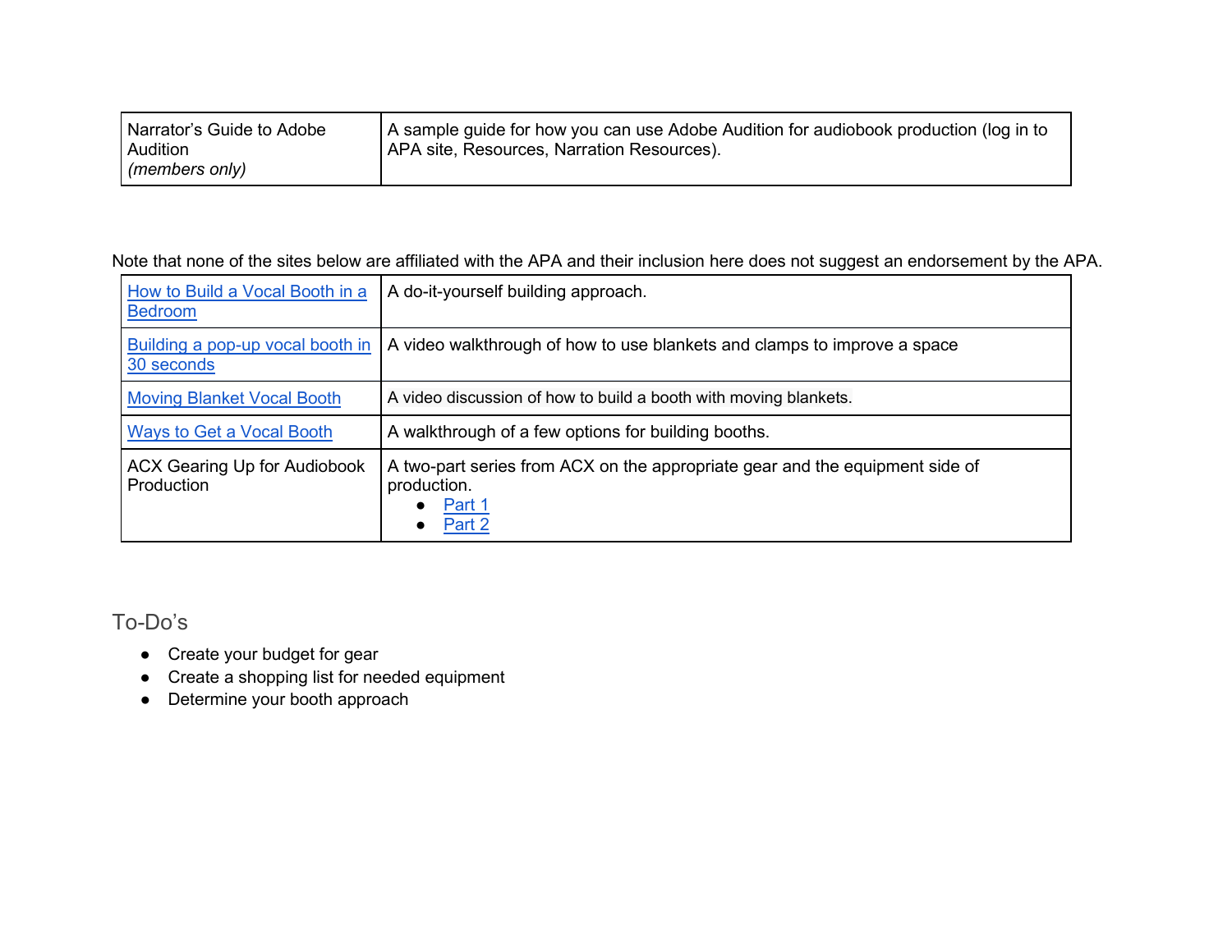| | |
|---|---|
| Narrator's Guide to Adobe Audition *(members only)* | A sample guide for how you can use Adobe Audition for audiobook production (log in to APA site, Resources, Narration Resources). |

Note that none of the sites below are affiliated with the APA and their inclusion here does not suggest an endorsement by the APA.

| | |
|---|---|
| How to Build a Vocal Booth in a Bedroom | A do-it-yourself building approach. |
| Building a pop-up vocal booth in 30 seconds | A video walkthrough of how to use blankets and clamps to improve a space |
| Moving Blanket Vocal Booth | A video discussion of how to build a booth with moving blankets. |
| Ways to Get a Vocal Booth | A walkthrough of a few options for building booths. |
| ACX Gearing Up for Audiobook Production | A two-part series from ACX on the appropriate gear and the equipment side of production.<br>• Part 1<br>• Part 2 |

## To-Do's

- Create your budget for gear
- Create a shopping list for needed equipment
- Determine your booth approach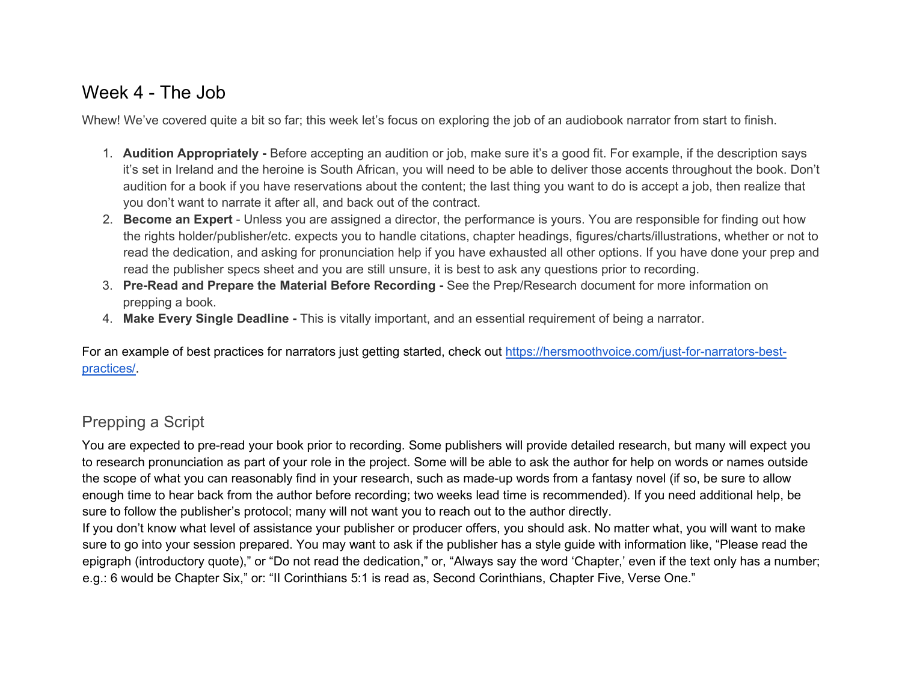# Week 4 - The Job

Whew! We've covered quite a bit so far; this week let's focus on exploring the job of an audiobook narrator from start to finish.

1. **Audition Appropriately -** Before accepting an audition or job, make sure it's a good fit. For example, if the description says it's set in Ireland and the heroine is South African, you will need to be able to deliver those accents throughout the book. Don't audition for a book if you have reservations about the content; the last thing you want to do is accept a job, then realize that you don't want to narrate it after all, and back out of the contract.
2. **Become an Expert** - Unless you are assigned a director, the performance is yours. You are responsible for finding out how the rights holder/publisher/etc. expects you to handle citations, chapter headings, figures/charts/illustrations, whether or not to read the dedication, and asking for pronunciation help if you have exhausted all other options. If you have done your prep and read the publisher specs sheet and you are still unsure, it is best to ask any questions prior to recording.
3. **Pre-Read and Prepare the Material Before Recording -** See the Prep/Research document for more information on prepping a book.
4. **Make Every Single Deadline -** This is vitally important, and an essential requirement of being a narrator.

For an example of best practices for narrators just getting started, check out [https://hersmoothvoice.com/just-for-narrators-best-practices/](https://hersmoothvoice.com/just-for-narrators-best-practices/).

## Prepping a Script

You are expected to pre-read your book prior to recording. Some publishers will provide detailed research, but many will expect you to research pronunciation as part of your role in the project. Some will be able to ask the author for help on words or names outside the scope of what you can reasonably find in your research, such as made-up words from a fantasy novel (if so, be sure to allow enough time to hear back from the author before recording; two weeks lead time is recommended). If you need additional help, be sure to follow the publisher's protocol; many will not want you to reach out to the author directly.

If you don't know what level of assistance your publisher or producer offers, you should ask. No matter what, you will want to make sure to go into your session prepared. You may want to ask if the publisher has a style guide with information like, "Please read the epigraph (introductory quote)," or "Do not read the dedication," or, "Always say the word 'Chapter,' even if the text only has a number; e.g.: 6 would be Chapter Six," or: "II Corinthians 5:1 is read as, Second Corinthians, Chapter Five, Verse One."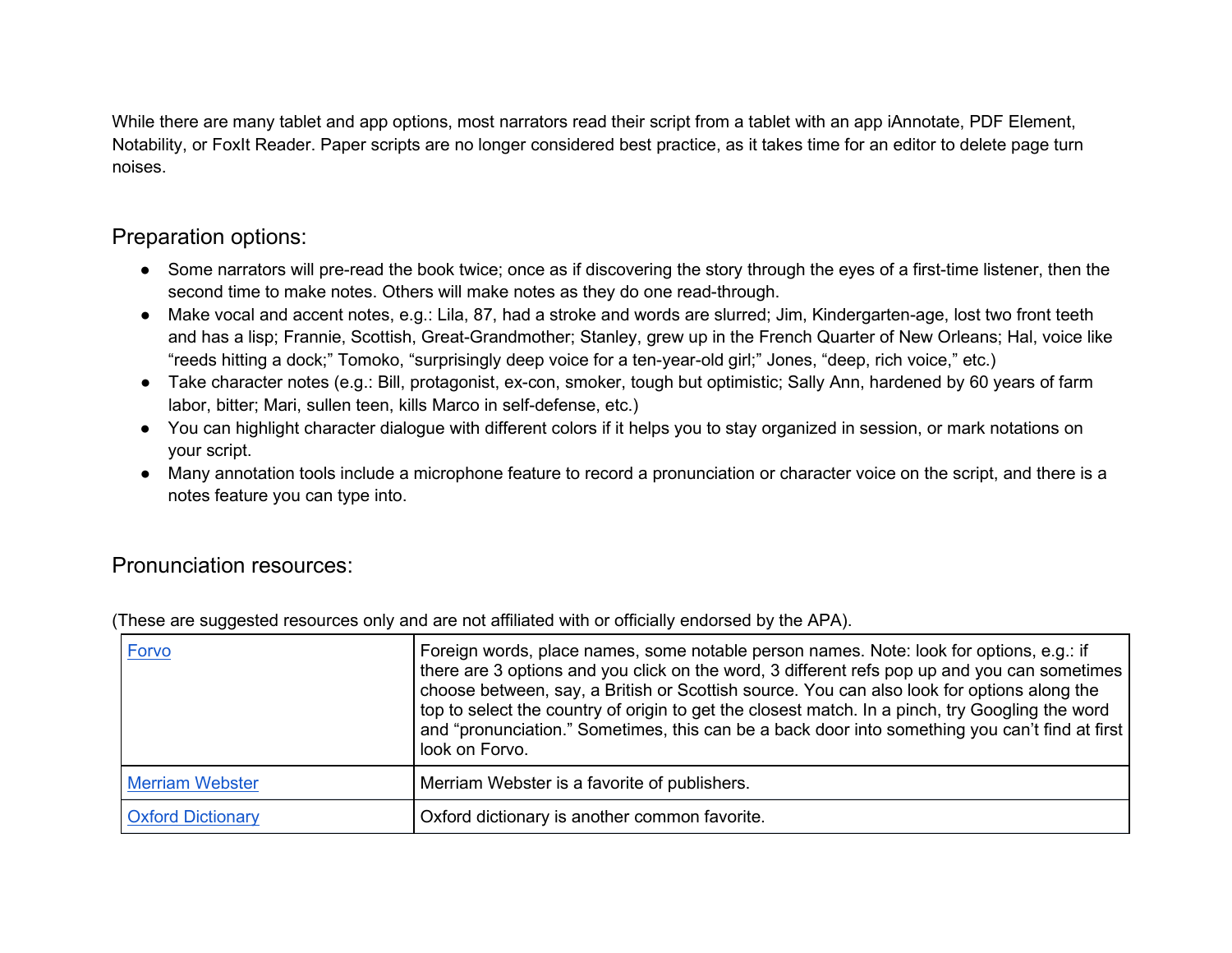While there are many tablet and app options, most narrators read their script from a tablet with an app iAnnotate, PDF Element, Notability, or FoxIt Reader. Paper scripts are no longer considered best practice, as it takes time for an editor to delete page turn noises.

## Preparation options:

- Some narrators will pre-read the book twice; once as if discovering the story through the eyes of a first-time listener, then the second time to make notes. Others will make notes as they do one read-through.
- Make vocal and accent notes, e.g.: Lila, 87, had a stroke and words are slurred; Jim, Kindergarten-age, lost two front teeth and has a lisp; Frannie, Scottish, Great-Grandmother; Stanley, grew up in the French Quarter of New Orleans; Hal, voice like "reeds hitting a dock;" Tomoko, "surprisingly deep voice for a ten-year-old girl;" Jones, "deep, rich voice," etc.)
- Take character notes (e.g.: Bill, protagonist, ex-con, smoker, tough but optimistic; Sally Ann, hardened by 60 years of farm labor, bitter; Mari, sullen teen, kills Marco in self-defense, etc.)
- You can highlight character dialogue with different colors if it helps you to stay organized in session, or mark notations on your script.
- Many annotation tools include a microphone feature to record a pronunciation or character voice on the script, and there is a notes feature you can type into.

## Pronunciation resources:

(These are suggested resources only and are not affiliated with or officially endorsed by the APA).

| Resource | Notes |
|---|---|
| Forvo | Foreign words, place names, some notable person names. Note: look for options, e.g.: if there are 3 options and you click on the word, 3 different refs pop up and you can sometimes choose between, say, a British or Scottish source. You can also look for options along the top to select the country of origin to get the closest match. In a pinch, try Googling the word and "pronunciation." Sometimes, this can be a back door into something you can't find at first look on Forvo. |
| Merriam Webster | Merriam Webster is a favorite of publishers. |
| Oxford Dictionary | Oxford dictionary is another common favorite. |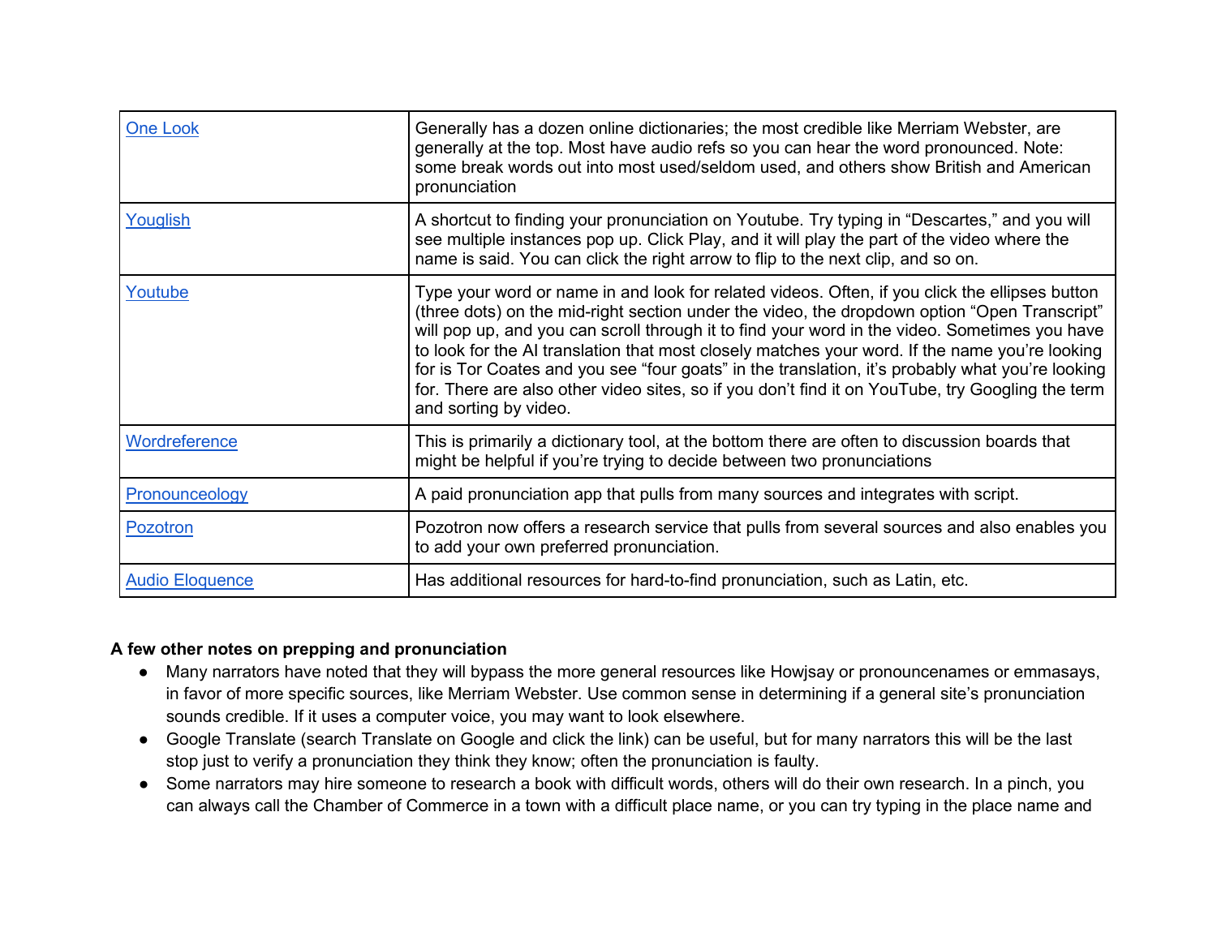| | |
|---|---|
| One Look | Generally has a dozen online dictionaries; the most credible like Merriam Webster, are generally at the top. Most have audio refs so you can hear the word pronounced. Note: some break words out into most used/seldom used, and others show British and American pronunciation |
| Youglish | A shortcut to finding your pronunciation on Youtube. Try typing in "Descartes," and you will see multiple instances pop up. Click Play, and it will play the part of the video where the name is said. You can click the right arrow to flip to the next clip, and so on. |
| Youtube | Type your word or name in and look for related videos. Often, if you click the ellipses button (three dots) on the mid-right section under the video, the dropdown option "Open Transcript" will pop up, and you can scroll through it to find your word in the video. Sometimes you have to look for the AI translation that most closely matches your word. If the name you're looking for is Tor Coates and you see "four goats" in the translation, it's probably what you're looking for. There are also other video sites, so if you don't find it on YouTube, try Googling the term and sorting by video. |
| Wordreference | This is primarily a dictionary tool, at the bottom there are often to discussion boards that might be helpful if you're trying to decide between two pronunciations |
| Pronounceology | A paid pronunciation app that pulls from many sources and integrates with script. |
| Pozotron | Pozotron now offers a research service that pulls from several sources and also enables you to add your own preferred pronunciation. |
| Audio Eloquence | Has additional resources for hard-to-find pronunciation, such as Latin, etc. |

**A few other notes on prepping and pronunciation**

- Many narrators have noted that they will bypass the more general resources like Howjsay or pronouncenames or emmasays, in favor of more specific sources, like Merriam Webster. Use common sense in determining if a general site's pronunciation sounds credible. If it uses a computer voice, you may want to look elsewhere.
- Google Translate (search Translate on Google and click the link) can be useful, but for many narrators this will be the last stop just to verify a pronunciation they think they know; often the pronunciation is faulty.
- Some narrators may hire someone to research a book with difficult words, others will do their own research. In a pinch, you can always call the Chamber of Commerce in a town with a difficult place name, or you can try typing in the place name and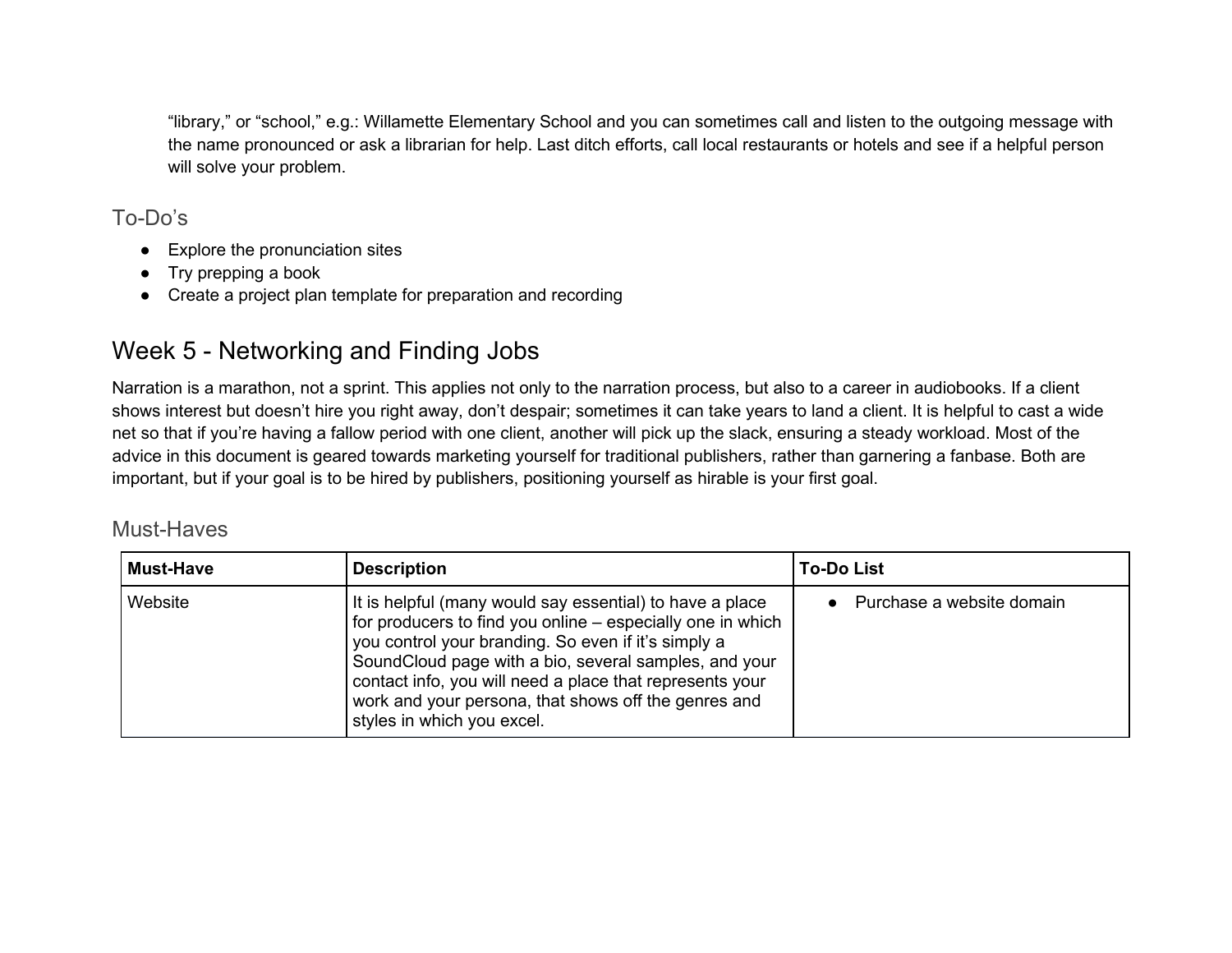"library," or "school," e.g.: Willamette Elementary School and you can sometimes call and listen to the outgoing message with the name pronounced or ask a librarian for help. Last ditch efforts, call local restaurants or hotels and see if a helpful person will solve your problem.

### To-Do's

- Explore the pronunciation sites
- Try prepping a book
- Create a project plan template for preparation and recording

## Week 5 - Networking and Finding Jobs

Narration is a marathon, not a sprint. This applies not only to the narration process, but also to a career in audiobooks. If a client shows interest but doesn't hire you right away, don't despair; sometimes it can take years to land a client. It is helpful to cast a wide net so that if you're having a fallow period with one client, another will pick up the slack, ensuring a steady workload. Most of the advice in this document is geared towards marketing yourself for traditional publishers, rather than garnering a fanbase. Both are important, but if your goal is to be hired by publishers, positioning yourself as hirable is your first goal.

### Must-Haves

| Must-Have | Description | To-Do List |
|---|---|---|
| Website | It is helpful (many would say essential) to have a place for producers to find you online – especially one in which you control your branding. So even if it's simply a SoundCloud page with a bio, several samples, and your contact info, you will need a place that represents your work and your persona, that shows off the genres and styles in which you excel. | • Purchase a website domain |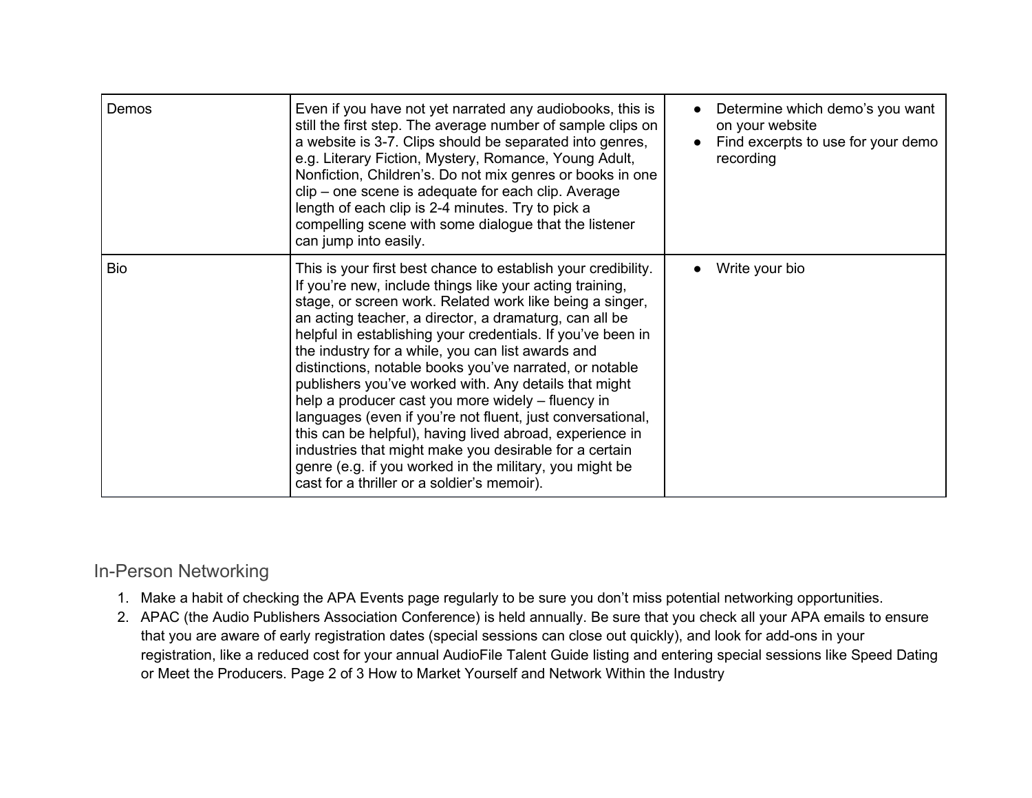| | | |
|---|---|---|
| Demos | Even if you have not yet narrated any audiobooks, this is still the first step. The average number of sample clips on a website is 3-7. Clips should be separated into genres, e.g. Literary Fiction, Mystery, Romance, Young Adult, Nonfiction, Children's. Do not mix genres or books in one clip – one scene is adequate for each clip. Average length of each clip is 2-4 minutes. Try to pick a compelling scene with some dialogue that the listener can jump into easily. | • Determine which demo's you want on your website<br>• Find excerpts to use for your demo recording |
| Bio | This is your first best chance to establish your credibility. If you're new, include things like your acting training, stage, or screen work. Related work like being a singer, an acting teacher, a director, a dramaturg, can all be helpful in establishing your credentials. If you've been in the industry for a while, you can list awards and distinctions, notable books you've narrated, or notable publishers you've worked with. Any details that might help a producer cast you more widely – fluency in languages (even if you're not fluent, just conversational, this can be helpful), having lived abroad, experience in industries that might make you desirable for a certain genre (e.g. if you worked in the military, you might be cast for a thriller or a soldier's memoir). | • Write your bio |

## In-Person Networking

1. Make a habit of checking the APA Events page regularly to be sure you don't miss potential networking opportunities.
2. APAC (the Audio Publishers Association Conference) is held annually. Be sure that you check all your APA emails to ensure that you are aware of early registration dates (special sessions can close out quickly), and look for add-ons in your registration, like a reduced cost for your annual AudioFile Talent Guide listing and entering special sessions like Speed Dating or Meet the Producers.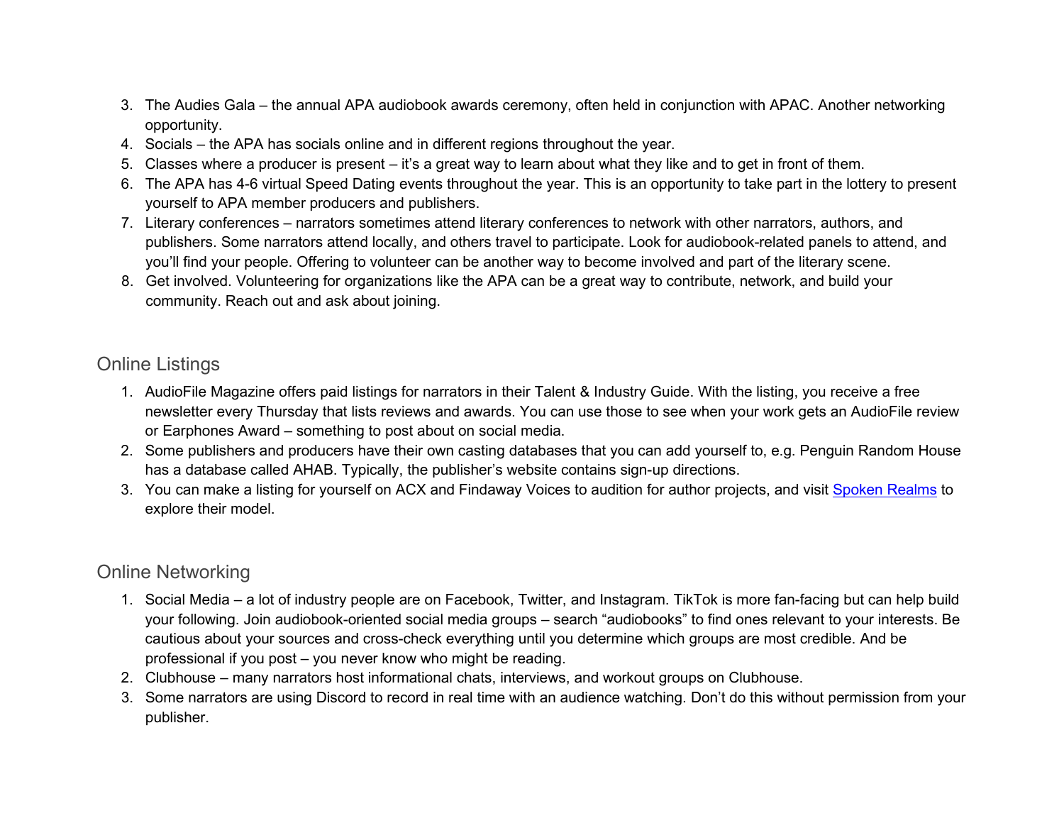3. The Audies Gala – the annual APA audiobook awards ceremony, often held in conjunction with APAC. Another networking opportunity.
4. Socials – the APA has socials online and in different regions throughout the year.
5. Classes where a producer is present – it's a great way to learn about what they like and to get in front of them.
6. The APA has 4-6 virtual Speed Dating events throughout the year. This is an opportunity to take part in the lottery to present yourself to APA member producers and publishers.
7. Literary conferences – narrators sometimes attend literary conferences to network with other narrators, authors, and publishers. Some narrators attend locally, and others travel to participate. Look for audiobook-related panels to attend, and you'll find your people. Offering to volunteer can be another way to become involved and part of the literary scene.
8. Get involved. Volunteering for organizations like the APA can be a great way to contribute, network, and build your community. Reach out and ask about joining.

## Online Listings

1. AudioFile Magazine offers paid listings for narrators in their Talent & Industry Guide. With the listing, you receive a free newsletter every Thursday that lists reviews and awards. You can use those to see when your work gets an AudioFile review or Earphones Award – something to post about on social media.
2. Some publishers and producers have their own casting databases that you can add yourself to, e.g. Penguin Random House has a database called AHAB. Typically, the publisher's website contains sign-up directions.
3. You can make a listing for yourself on ACX and Findaway Voices to audition for author projects, and visit Spoken Realms to explore their model.

## Online Networking

1. Social Media – a lot of industry people are on Facebook, Twitter, and Instagram. TikTok is more fan-facing but can help build your following. Join audiobook-oriented social media groups – search "audiobooks" to find ones relevant to your interests. Be cautious about your sources and cross-check everything until you determine which groups are most credible. And be professional if you post – you never know who might be reading.
2. Clubhouse – many narrators host informational chats, interviews, and workout groups on Clubhouse.
3. Some narrators are using Discord to record in real time with an audience watching. Don't do this without permission from your publisher.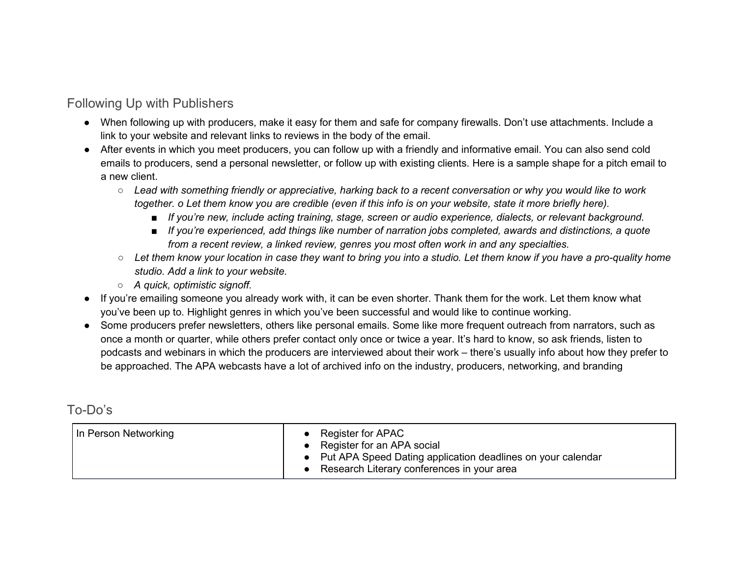## Following Up with Publishers

- When following up with producers, make it easy for them and safe for company firewalls. Don't use attachments. Include a link to your website and relevant links to reviews in the body of the email.
- After events in which you meet producers, you can follow up with a friendly and informative email. You can also send cold emails to producers, send a personal newsletter, or follow up with existing clients. Here is a sample shape for a pitch email to a new client.
  - *Lead with something friendly or appreciative, harking back to a recent conversation or why you would like to work together. o Let them know you are credible (even if this info is on your website, state it more briefly here).*
    - *If you're new, include acting training, stage, screen or audio experience, dialects, or relevant background.*
    - *If you're experienced, add things like number of narration jobs completed, awards and distinctions, a quote from a recent review, a linked review, genres you most often work in and any specialties.*
  - *Let them know your location in case they want to bring you into a studio. Let them know if you have a pro-quality home studio. Add a link to your website.*
  - *A quick, optimistic signoff.*
- If you're emailing someone you already work with, it can be even shorter. Thank them for the work. Let them know what you've been up to. Highlight genres in which you've been successful and would like to continue working.
- Some producers prefer newsletters, others like personal emails. Some like more frequent outreach from narrators, such as once a month or quarter, while others prefer contact only once or twice a year. It's hard to know, so ask friends, listen to podcasts and webinars in which the producers are interviewed about their work – there's usually info about how they prefer to be approached. The APA webcasts have a lot of archived info on the industry, producers, networking, and branding

## To-Do's

| In Person Networking | <ul><li>Register for APAC</li><li>Register for an APA social</li><li>Put APA Speed Dating application deadlines on your calendar</li><li>Research Literary conferences in your area</li></ul> |
| --- | --- |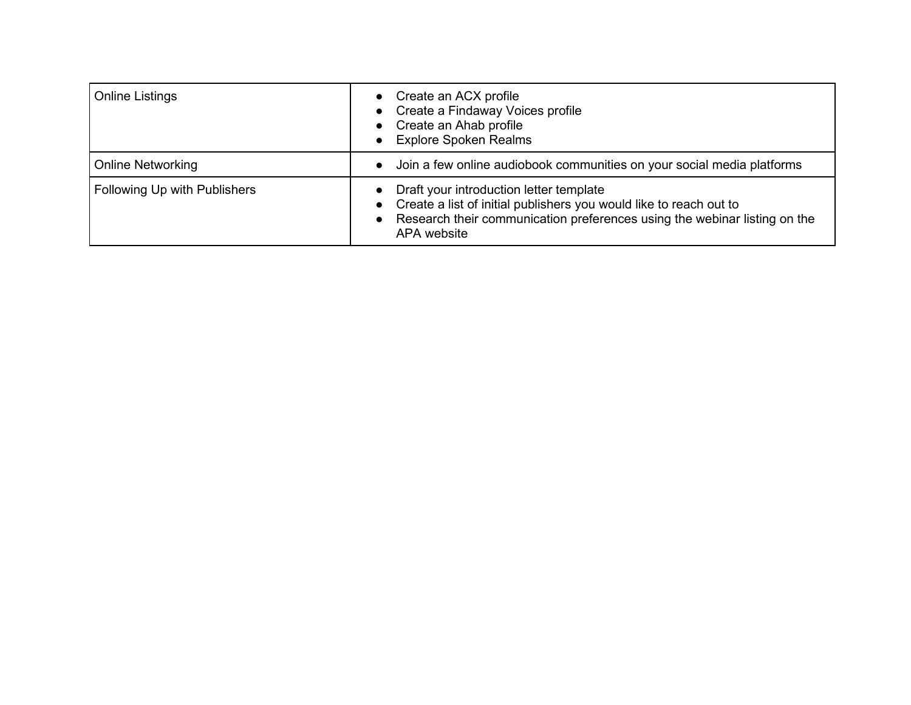| | |
|---|---|
| Online Listings | • Create an ACX profile<br>• Create a Findaway Voices profile<br>• Create an Ahab profile<br>• Explore Spoken Realms |
| Online Networking | • Join a few online audiobook communities on your social media platforms |
| Following Up with Publishers | • Draft your introduction letter template<br>• Create a list of initial publishers you would like to reach out to<br>• Research their communication preferences using the webinar listing on the APA website |